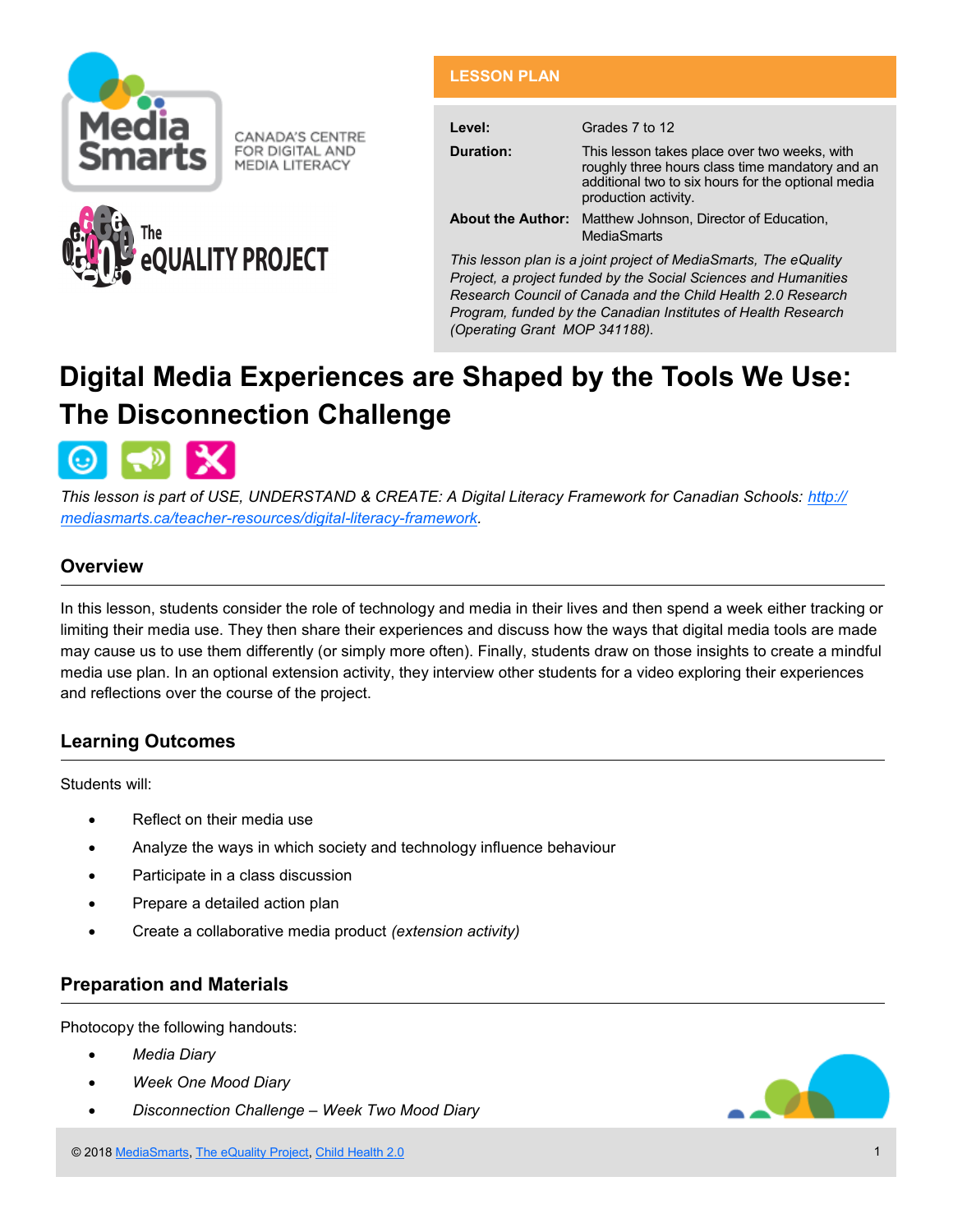MediaSmarts — CANADA'S CENTRE FOR DIGITAL AND MEDIA LITERACY

The eQUALITY PROJECT

**LESSON PLAN**

| | |
|---|---|
| **Level:** | Grades 7 to 12 |
| **Duration:** | This lesson takes place over two weeks, with roughly three hours class time mandatory and an additional two to six hours for the optional media production activity. |
| **About the Author:** | Matthew Johnson, Director of Education, MediaSmarts |

*This lesson plan is a joint project of MediaSmarts, The eQuality Project, a project funded by the Social Sciences and Humanities Research Council of Canada and the Child Health 2.0 Research Program, funded by the Canadian Institutes of Health Research (Operating Grant MOP 341188).*

# Digital Media Experiences are Shaped by the Tools We Use: The Disconnection Challenge

*This lesson is part of USE, UNDERSTAND & CREATE: A Digital Literacy Framework for Canadian Schools: [http://mediasmarts.ca/teacher-resources/digital-literacy-framework](http://mediasmarts.ca/teacher-resources/digital-literacy-framework).*

## Overview

In this lesson, students consider the role of technology and media in their lives and then spend a week either tracking or limiting their media use. They then share their experiences and discuss how the ways that digital media tools are made may cause us to use them differently (or simply more often). Finally, students draw on those insights to create a mindful media use plan. In an optional extension activity, they interview other students for a video exploring their experiences and reflections over the course of the project.

## Learning Outcomes

Students will:

- Reflect on their media use
- Analyze the ways in which society and technology influence behaviour
- Participate in a class discussion
- Prepare a detailed action plan
- Create a collaborative media product *(extension activity)*

## Preparation and Materials

Photocopy the following handouts:

- *Media Diary*
- *Week One Mood Diary*
- *Disconnection Challenge – Week Two Mood Diary*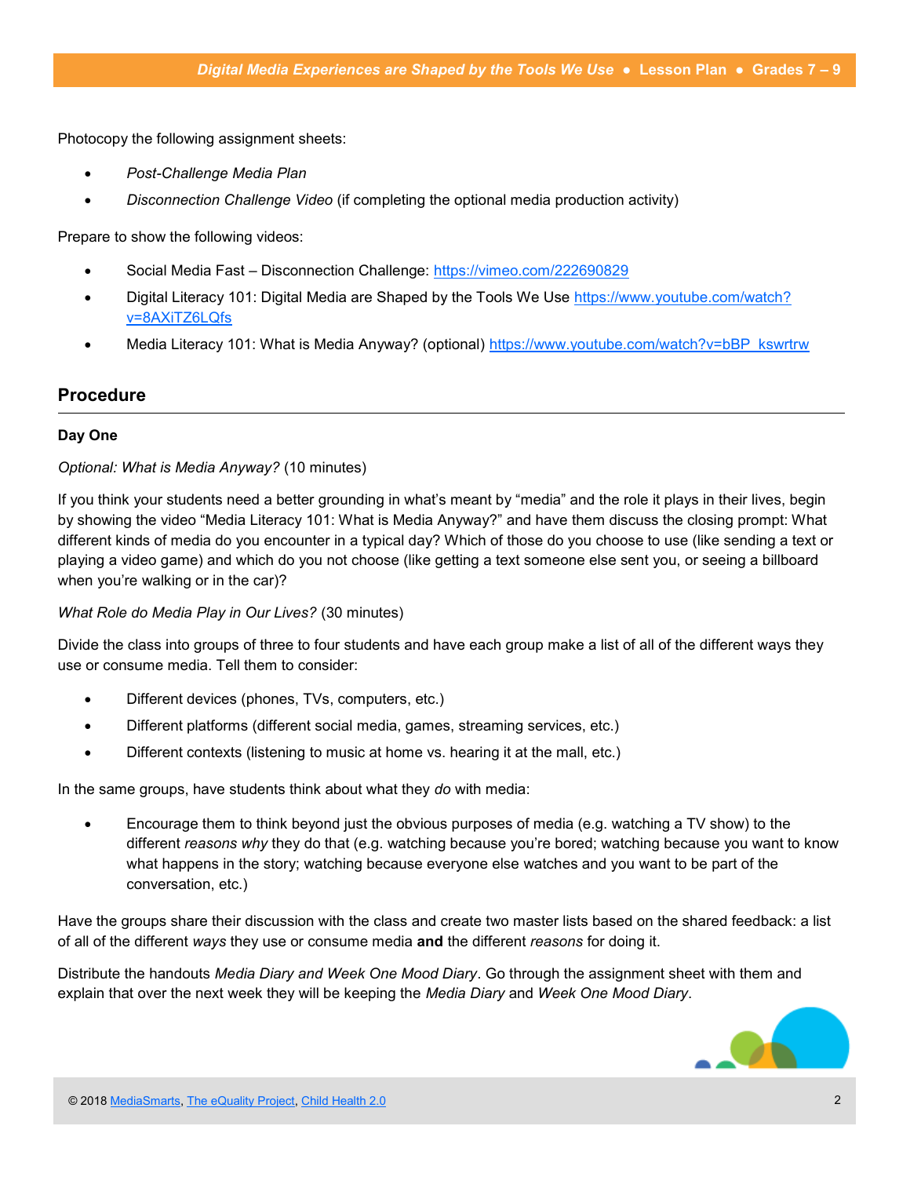Photocopy the following assignment sheets:

- *Post-Challenge Media Plan*
- *Disconnection Challenge Video* (if completing the optional media production activity)

Prepare to show the following videos:

- Social Media Fast – Disconnection Challenge: https://vimeo.com/222690829
- Digital Literacy 101: Digital Media are Shaped by the Tools We Use https://www.youtube.com/watch?v=8AXiTZ6LQfs
- Media Literacy 101: What is Media Anyway? (optional) https://www.youtube.com/watch?v=bBP_kswrtrw

## Procedure

### Day One

*Optional: What is Media Anyway?* (10 minutes)

If you think your students need a better grounding in what's meant by "media" and the role it plays in their lives, begin by showing the video "Media Literacy 101: What is Media Anyway?" and have them discuss the closing prompt: What different kinds of media do you encounter in a typical day? Which of those do you choose to use (like sending a text or playing a video game) and which do you not choose (like getting a text someone else sent you, or seeing a billboard when you're walking or in the car)?

*What Role do Media Play in Our Lives?* (30 minutes)

Divide the class into groups of three to four students and have each group make a list of all of the different ways they use or consume media. Tell them to consider:

- Different devices (phones, TVs, computers, etc.)
- Different platforms (different social media, games, streaming services, etc.)
- Different contexts (listening to music at home vs. hearing it at the mall, etc.)

In the same groups, have students think about what they *do* with media:

- Encourage them to think beyond just the obvious purposes of media (e.g. watching a TV show) to the different *reasons why* they do that (e.g. watching because you're bored; watching because you want to know what happens in the story; watching because everyone else watches and you want to be part of the conversation, etc.)

Have the groups share their discussion with the class and create two master lists based on the shared feedback: a list of all of the different *ways* they use or consume media **and** the different *reasons* for doing it.

Distribute the handouts *Media Diary and Week One Mood Diary*. Go through the assignment sheet with them and explain that over the next week they will be keeping the *Media Diary* and *Week One Mood Diary*.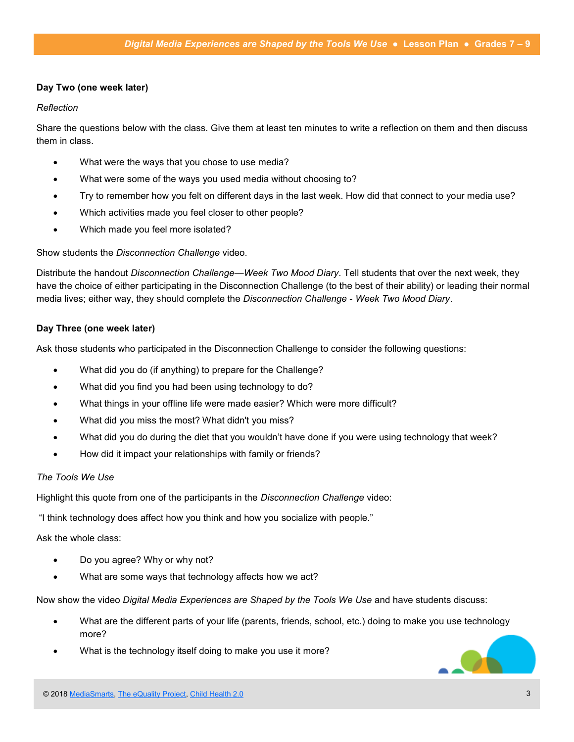**Day Two (one week later)**

*Reflection*

Share the questions below with the class. Give them at least ten minutes to write a reflection on them and then discuss them in class.

- What were the ways that you chose to use media?
- What were some of the ways you used media without choosing to?
- Try to remember how you felt on different days in the last week. How did that connect to your media use?
- Which activities made you feel closer to other people?
- Which made you feel more isolated?

Show students the *Disconnection Challenge* video.

Distribute the handout *Disconnection Challenge—Week Two Mood Diary*. Tell students that over the next week, they have the choice of either participating in the Disconnection Challenge (to the best of their ability) or leading their normal media lives; either way, they should complete the *Disconnection Challenge - Week Two Mood Diary*.

**Day Three (one week later)**

Ask those students who participated in the Disconnection Challenge to consider the following questions:

- What did you do (if anything) to prepare for the Challenge?
- What did you find you had been using technology to do?
- What things in your offline life were made easier? Which were more difficult?
- What did you miss the most? What didn't you miss?
- What did you do during the diet that you wouldn't have done if you were using technology that week?
- How did it impact your relationships with family or friends?

*The Tools We Use*

Highlight this quote from one of the participants in the *Disconnection Challenge* video:

"I think technology does affect how you think and how you socialize with people."

Ask the whole class:

- Do you agree? Why or why not?
- What are some ways that technology affects how we act?

Now show the video *Digital Media Experiences are Shaped by the Tools We Use* and have students discuss:

- What are the different parts of your life (parents, friends, school, etc.) doing to make you use technology more?
- What is the technology itself doing to make you use it more?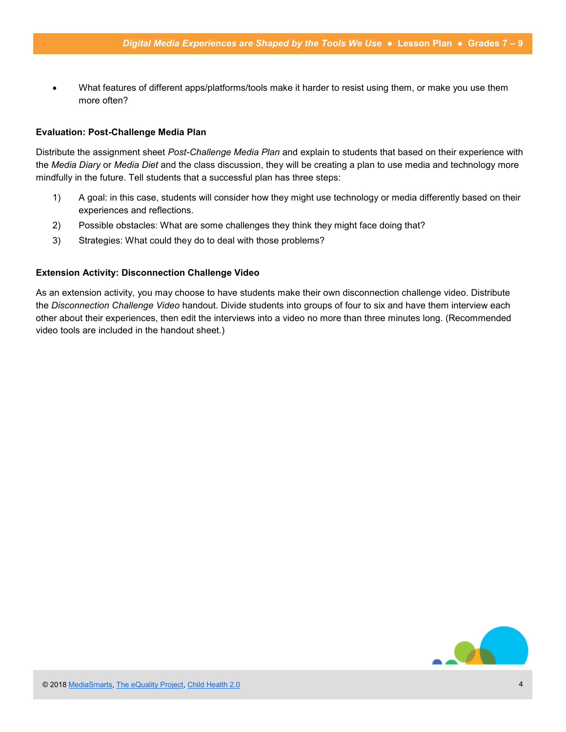- What features of different apps/platforms/tools make it harder to resist using them, or make you use them more often?

**Evaluation: Post-Challenge Media Plan**

Distribute the assignment sheet *Post-Challenge Media Plan* and explain to students that based on their experience with the *Media Diary* or *Media Diet* and the class discussion, they will be creating a plan to use media and technology more mindfully in the future. Tell students that a successful plan has three steps:

1) A goal: in this case, students will consider how they might use technology or media differently based on their experiences and reflections.
2) Possible obstacles: What are some challenges they think they might face doing that?
3) Strategies: What could they do to deal with those problems?

**Extension Activity: Disconnection Challenge Video**

As an extension activity, you may choose to have students make their own disconnection challenge video. Distribute the *Disconnection Challenge Video* handout. Divide students into groups of four to six and have them interview each other about their experiences, then edit the interviews into a video no more than three minutes long. (Recommended video tools are included in the handout sheet.)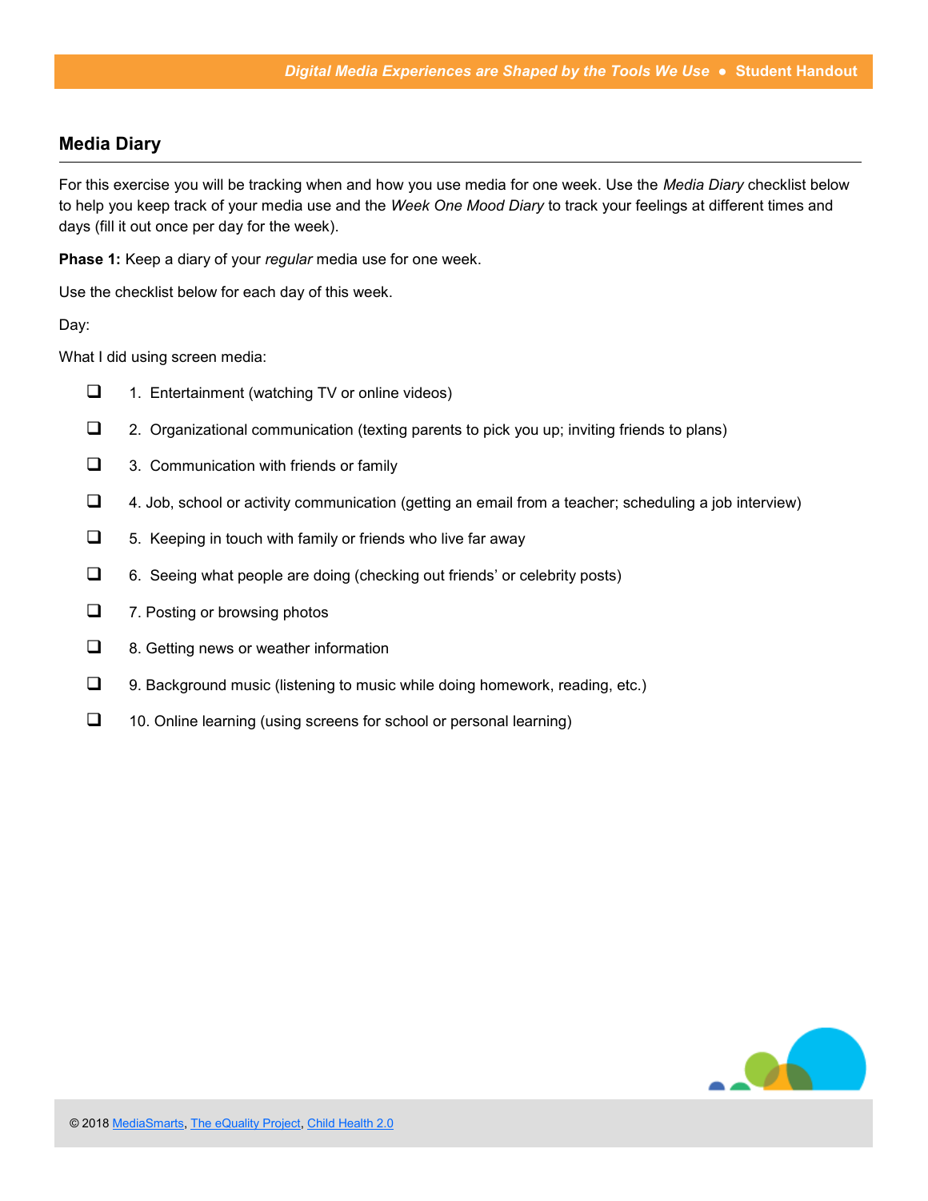## Media Diary

For this exercise you will be tracking when and how you use media for one week. Use the *Media Diary* checklist below to help you keep track of your media use and the *Week One Mood Diary* to track your feelings at different times and days (fill it out once per day for the week).

**Phase 1:** Keep a diary of your *regular* media use for one week.

Use the checklist below for each day of this week.

Day:

What I did using screen media:

- ❑ 1. Entertainment (watching TV or online videos)
- ❑ 2. Organizational communication (texting parents to pick you up; inviting friends to plans)
- ❑ 3. Communication with friends or family
- ❑ 4. Job, school or activity communication (getting an email from a teacher; scheduling a job interview)
- ❑ 5. Keeping in touch with family or friends who live far away
- ❑ 6. Seeing what people are doing (checking out friends' or celebrity posts)
- ❑ 7. Posting or browsing photos
- ❑ 8. Getting news or weather information
- ❑ 9. Background music (listening to music while doing homework, reading, etc.)
- ❑ 10. Online learning (using screens for school or personal learning)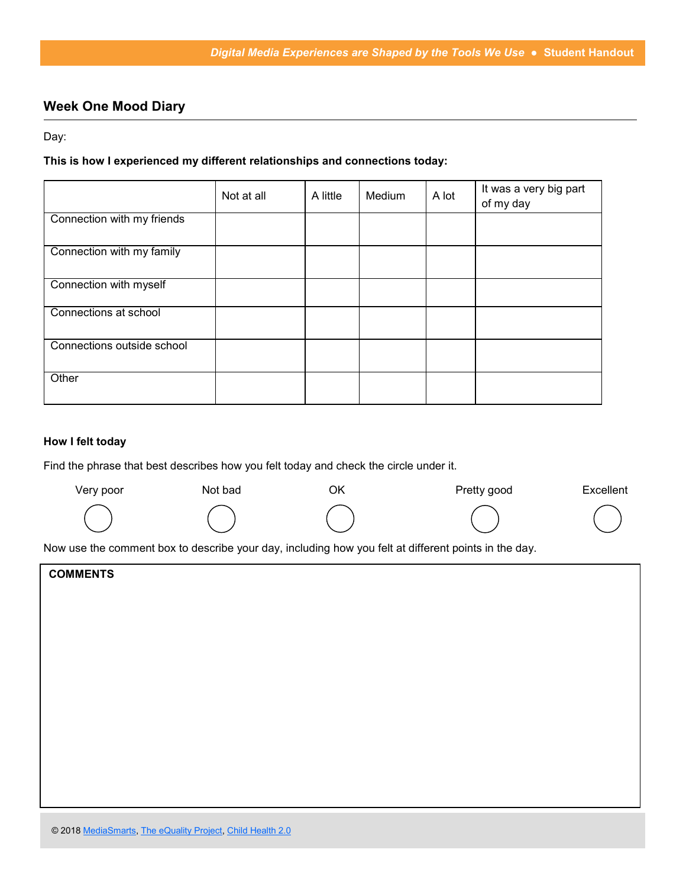## Week One Mood Diary

Day:

**This is how I experienced my different relationships and connections today:**

| | Not at all | A little | Medium | A lot | It was a very big part of my day |
|---|---|---|---|---|---|
| Connection with my friends | | | | | |
| Connection with my family | | | | | |
| Connection with myself | | | | | |
| Connections at school | | | | | |
| Connections outside school | | | | | |
| Other | | | | | |

**How I felt today**

Find the phrase that best describes how you felt today and check the circle under it.

| Very poor | Not bad | OK | Pretty good | Excellent |
|---|---|---|---|---|
| ○ | ○ | ○ | ○ | ○ |

Now use the comment box to describe your day, including how you felt at different points in the day.

**COMMENTS**

© 2018 MediaSmarts, The eQuality Project, Child Health 2.0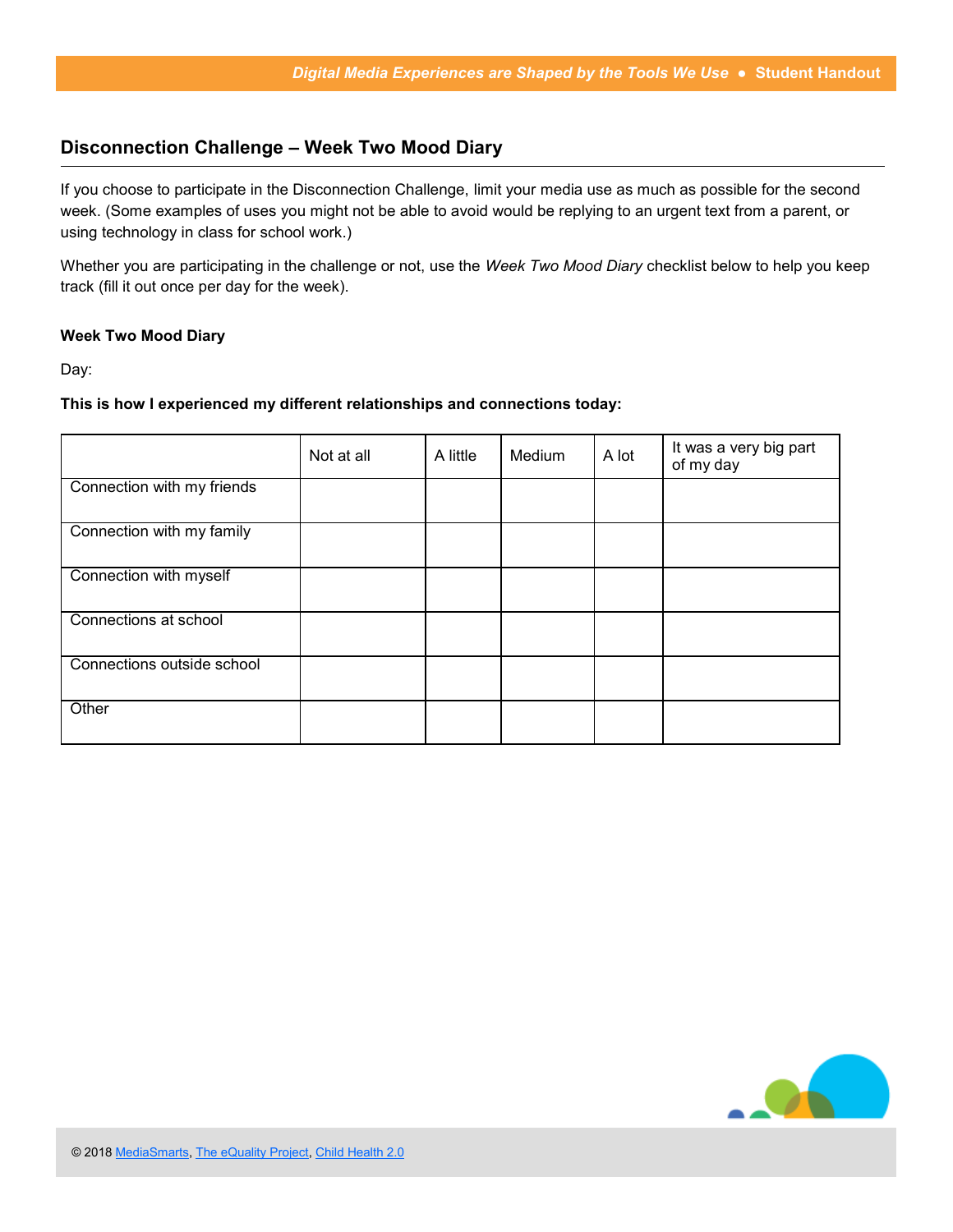## Disconnection Challenge – Week Two Mood Diary

If you choose to participate in the Disconnection Challenge, limit your media use as much as possible for the second week. (Some examples of uses you might not be able to avoid would be replying to an urgent text from a parent, or using technology in class for school work.)

Whether you are participating in the challenge or not, use the *Week Two Mood Diary* checklist below to help you keep track (fill it out once per day for the week).

**Week Two Mood Diary**

Day:

**This is how I experienced my different relationships and connections today:**

| | Not at all | A little | Medium | A lot | It was a very big part of my day |
|---|---|---|---|---|---|
| Connection with my friends | | | | | |
| Connection with my family | | | | | |
| Connection with myself | | | | | |
| Connections at school | | | | | |
| Connections outside school | | | | | |
| Other | | | | | |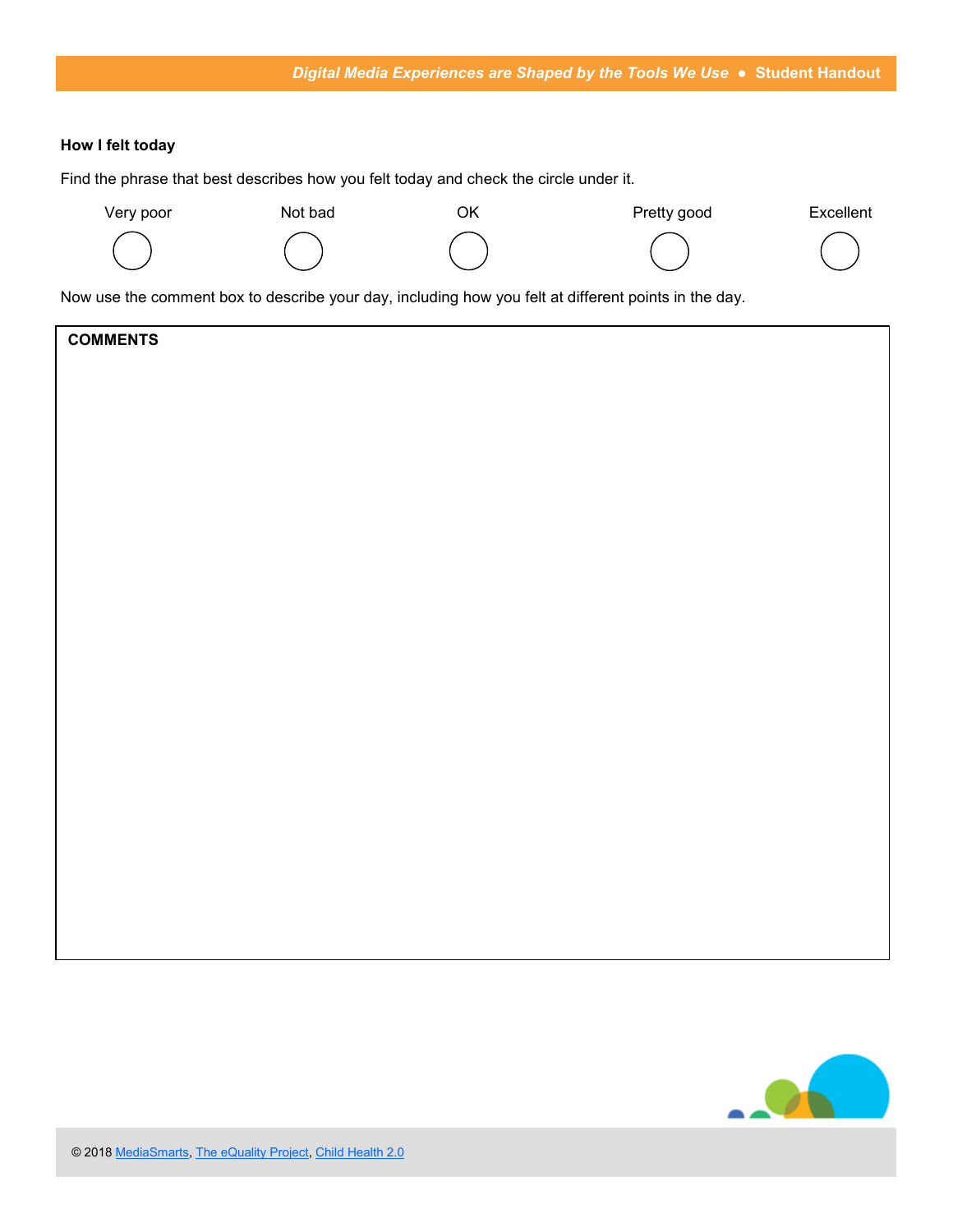**How I felt today**

Find the phrase that best describes how you felt today and check the circle under it.

| Very poor | Not bad | OK | Pretty good | Excellent |
| --- | --- | --- | --- | --- |
| ◯ | ◯ | ◯ | ◯ | ◯ |

Now use the comment box to describe your day, including how you felt at different points in the day.

| COMMENTS |
| --- |
| |

© 2018 MediaSmarts, The eQuality Project, Child Health 2.0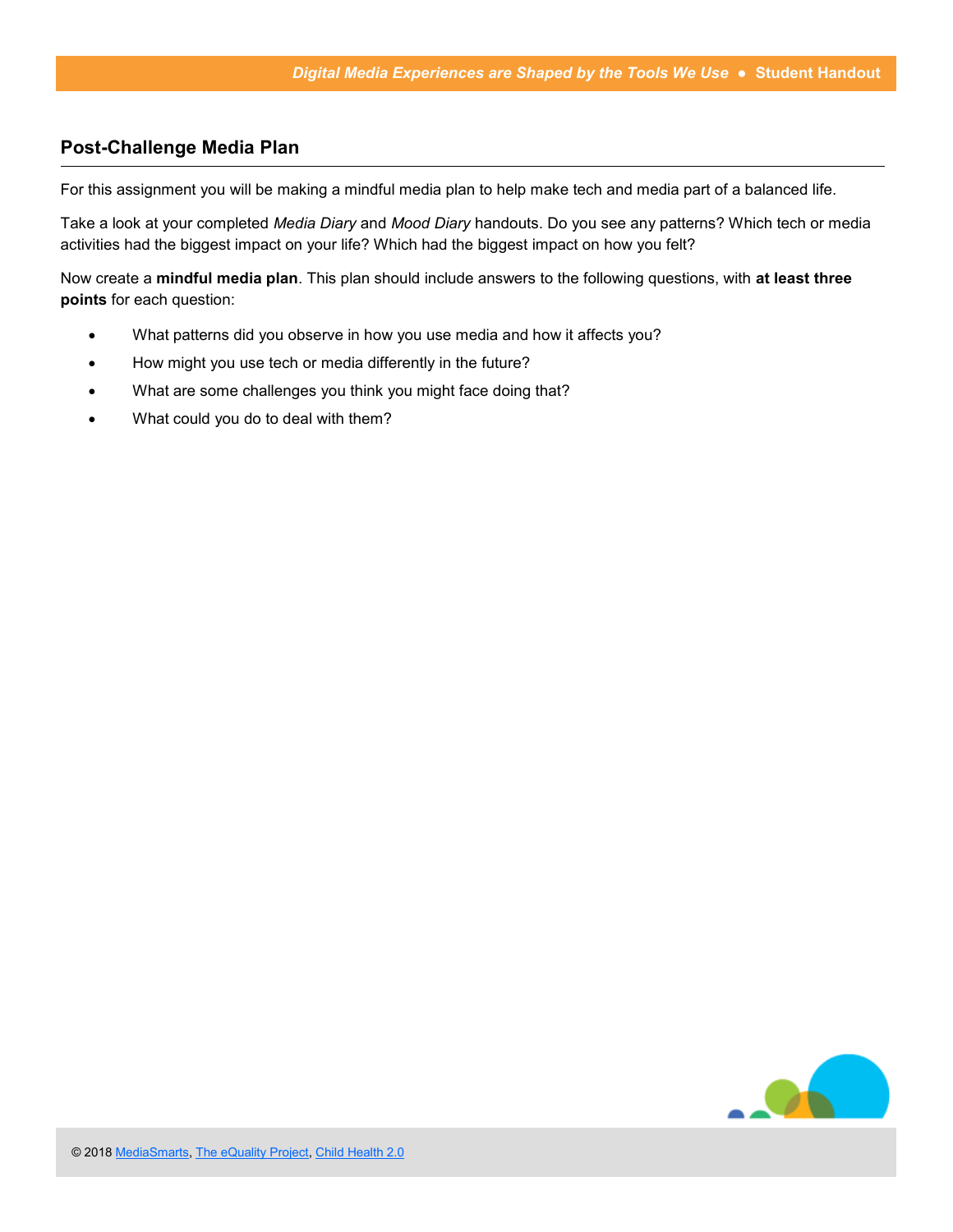## Post-Challenge Media Plan

For this assignment you will be making a mindful media plan to help make tech and media part of a balanced life.

Take a look at your completed *Media Diary* and *Mood Diary* handouts. Do you see any patterns? Which tech or media activities had the biggest impact on your life? Which had the biggest impact on how you felt?

Now create a **mindful media plan**. This plan should include answers to the following questions, with **at least three points** for each question:

- What patterns did you observe in how you use media and how it affects you?
- How might you use tech or media differently in the future?
- What are some challenges you think you might face doing that?
- What could you do to deal with them?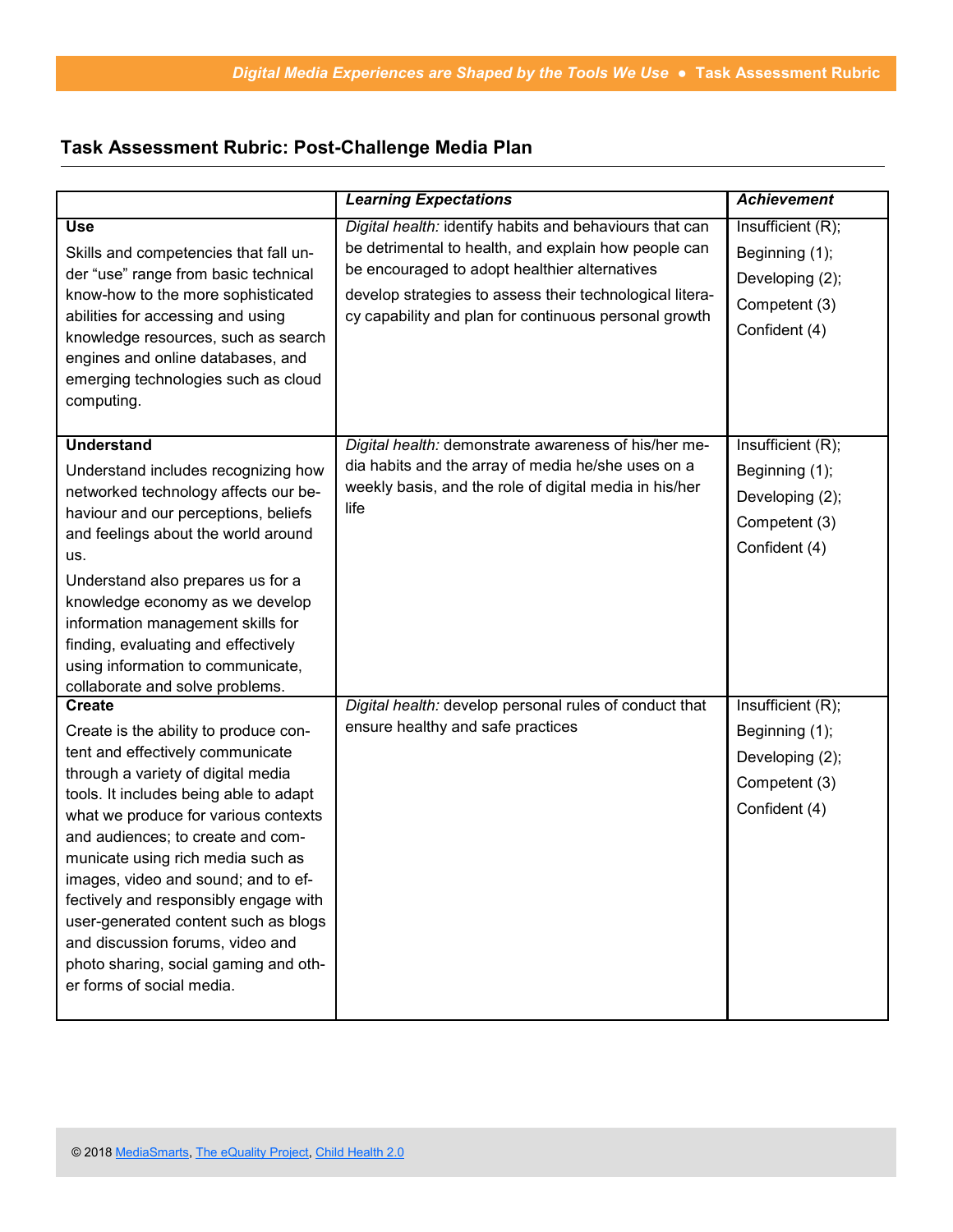## Task Assessment Rubric: Post-Challenge Media Plan

| | *Learning Expectations* | *Achievement* |
|---|---|---|
| **Use**<br>Skills and competencies that fall under "use" range from basic technical know-how to the more sophisticated abilities for accessing and using knowledge resources, such as search engines and online databases, and emerging technologies such as cloud computing. | *Digital health:* identify habits and behaviours that can be detrimental to health, and explain how people can be encouraged to adopt healthier alternatives<br>develop strategies to assess their technological literacy capability and plan for continuous personal growth | Insufficient (R);<br>Beginning (1);<br>Developing (2);<br>Competent (3)<br>Confident (4) |
| **Understand**<br>Understand includes recognizing how networked technology affects our behaviour and our perceptions, beliefs and feelings about the world around us.<br>Understand also prepares us for a knowledge economy as we develop information management skills for finding, evaluating and effectively using information to communicate, collaborate and solve problems. | *Digital health:* demonstrate awareness of his/her media habits and the array of media he/she uses on a weekly basis, and the role of digital media in his/her life | Insufficient (R);<br>Beginning (1);<br>Developing (2);<br>Competent (3)<br>Confident (4) |
| **Create**<br>Create is the ability to produce content and effectively communicate through a variety of digital media tools. It includes being able to adapt what we produce for various contexts and audiences; to create and communicate using rich media such as images, video and sound; and to effectively and responsibly engage with user-generated content such as blogs and discussion forums, video and photo sharing, social gaming and other forms of social media. | *Digital health:* develop personal rules of conduct that ensure healthy and safe practices | Insufficient (R);<br>Beginning (1);<br>Developing (2);<br>Competent (3)<br>Confident (4) |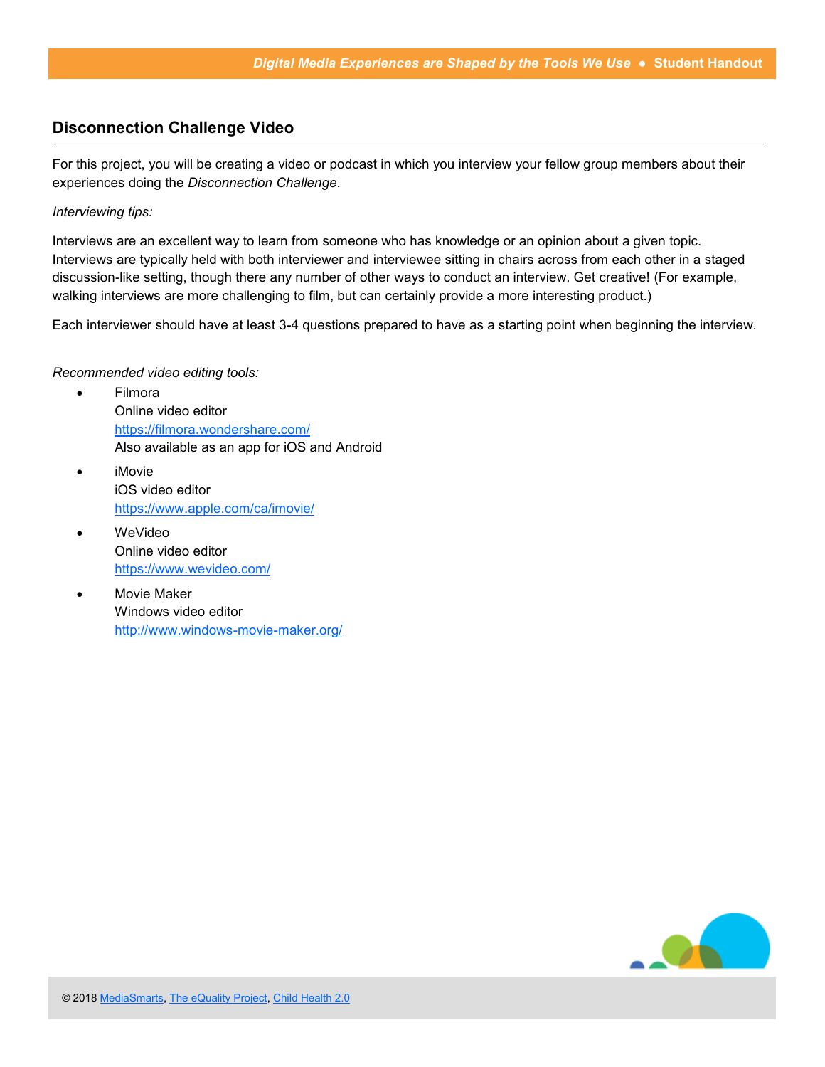## Disconnection Challenge Video

For this project, you will be creating a video or podcast in which you interview your fellow group members about their experiences doing the *Disconnection Challenge*.

*Interviewing tips:*

Interviews are an excellent way to learn from someone who has knowledge or an opinion about a given topic. Interviews are typically held with both interviewer and interviewee sitting in chairs across from each other in a staged discussion-like setting, though there any number of other ways to conduct an interview. Get creative! (For example, walking interviews are more challenging to film, but can certainly provide a more interesting product.)

Each interviewer should have at least 3-4 questions prepared to have as a starting point when beginning the interview.

*Recommended video editing tools:*

- Filmora
  Online video editor
  https://filmora.wondershare.com/
  Also available as an app for iOS and Android
- iMovie
  iOS video editor
  https://www.apple.com/ca/imovie/
- WeVideo
  Online video editor
  https://www.wevideo.com/
- Movie Maker
  Windows video editor
  http://www.windows-movie-maker.org/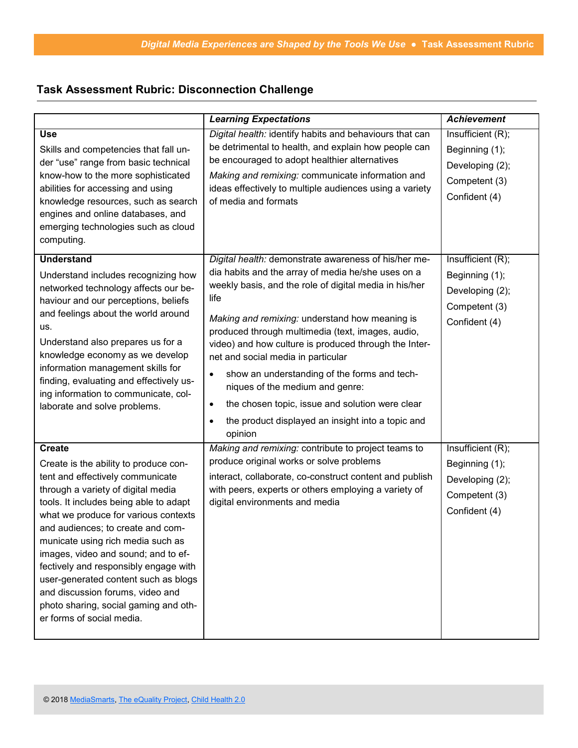## Task Assessment Rubric: Disconnection Challenge

| | *Learning Expectations* | *Achievement* |
|---|---|---|
| **Use**<br>Skills and competencies that fall under "use" range from basic technical know-how to the more sophisticated abilities for accessing and using knowledge resources, such as search engines and online databases, and emerging technologies such as cloud computing. | *Digital health:* identify habits and behaviours that can be detrimental to health, and explain how people can be encouraged to adopt healthier alternatives<br>*Making and remixing:* communicate information and ideas effectively to multiple audiences using a variety of media and formats | Insufficient (R);<br>Beginning (1);<br>Developing (2);<br>Competent (3)<br>Confident (4) |
| **Understand**<br>Understand includes recognizing how networked technology affects our behaviour and our perceptions, beliefs and feelings about the world around us.<br>Understand also prepares us for a knowledge economy as we develop information management skills for finding, evaluating and effectively using information to communicate, collaborate and solve problems. | *Digital health:* demonstrate awareness of his/her media habits and the array of media he/she uses on a weekly basis, and the role of digital media in his/her life<br>*Making and remixing:* understand how meaning is produced through multimedia (text, images, audio, video) and how culture is produced through the Internet and social media in particular<br>• show an understanding of the forms and techniques of the medium and genre:<br>• the chosen topic, issue and solution were clear<br>• the product displayed an insight into a topic and opinion | Insufficient (R);<br>Beginning (1);<br>Developing (2);<br>Competent (3)<br>Confident (4) |
| **Create**<br>Create is the ability to produce content and effectively communicate through a variety of digital media tools. It includes being able to adapt what we produce for various contexts and audiences; to create and communicate using rich media such as images, video and sound; and to effectively and responsibly engage with user-generated content such as blogs and discussion forums, video and photo sharing, social gaming and other forms of social media. | *Making and remixing:* contribute to project teams to produce original works or solve problems<br>interact, collaborate, co-construct content and publish with peers, experts or others employing a variety of digital environments and media | Insufficient (R);<br>Beginning (1);<br>Developing (2);<br>Competent (3)<br>Confident (4) |